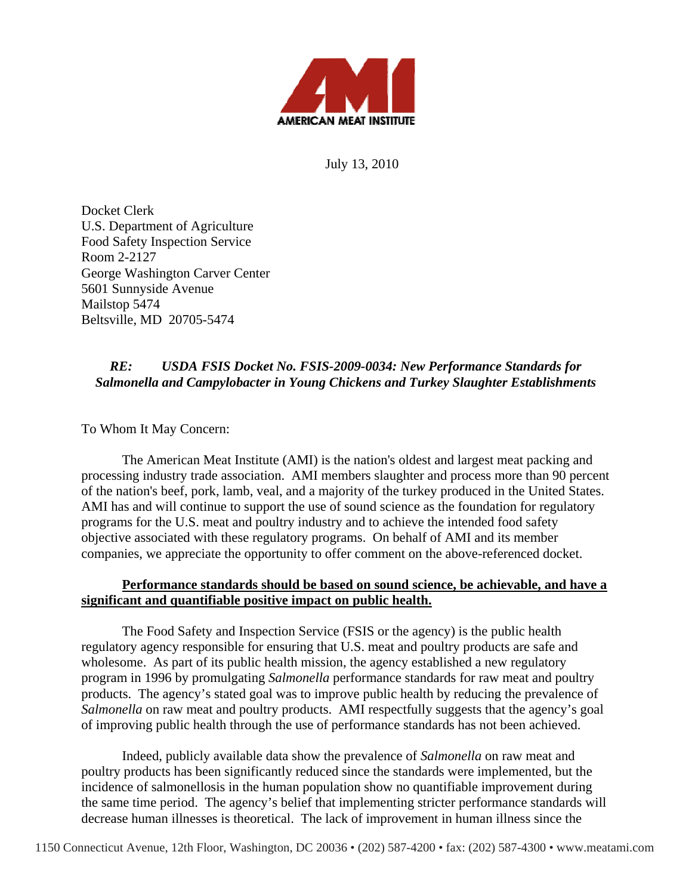**AMERICAN MEAT INSTITUTE**

July 13, 2010

Docket Clerk
U.S. Department of Agriculture
Food Safety Inspection Service
Room 2-2127
George Washington Carver Center
5601 Sunnyside Avenue
Mailstop 5474
Beltsville, MD 20705-5474

***RE: USDA FSIS Docket No. FSIS-2009-0034: New Performance Standards for Salmonella and Campylobacter in Young Chickens and Turkey Slaughter Establishments***

To Whom It May Concern:

The American Meat Institute (AMI) is the nation's oldest and largest meat packing and processing industry trade association. AMI members slaughter and process more than 90 percent of the nation's beef, pork, lamb, veal, and a majority of the turkey produced in the United States. AMI has and will continue to support the use of sound science as the foundation for regulatory programs for the U.S. meat and poultry industry and to achieve the intended food safety objective associated with these regulatory programs. On behalf of AMI and its member companies, we appreciate the opportunity to offer comment on the above-referenced docket.

**Performance standards should be based on sound science, be achievable, and have a significant and quantifiable positive impact on public health.**

The Food Safety and Inspection Service (FSIS or the agency) is the public health regulatory agency responsible for ensuring that U.S. meat and poultry products are safe and wholesome. As part of its public health mission, the agency established a new regulatory program in 1996 by promulgating *Salmonella* performance standards for raw meat and poultry products. The agency's stated goal was to improve public health by reducing the prevalence of *Salmonella* on raw meat and poultry products. AMI respectfully suggests that the agency's goal of improving public health through the use of performance standards has not been achieved.

Indeed, publicly available data show the prevalence of *Salmonella* on raw meat and poultry products has been significantly reduced since the standards were implemented, but the incidence of salmonellosis in the human population show no quantifiable improvement during the same time period. The agency's belief that implementing stricter performance standards will decrease human illnesses is theoretical. The lack of improvement in human illness since the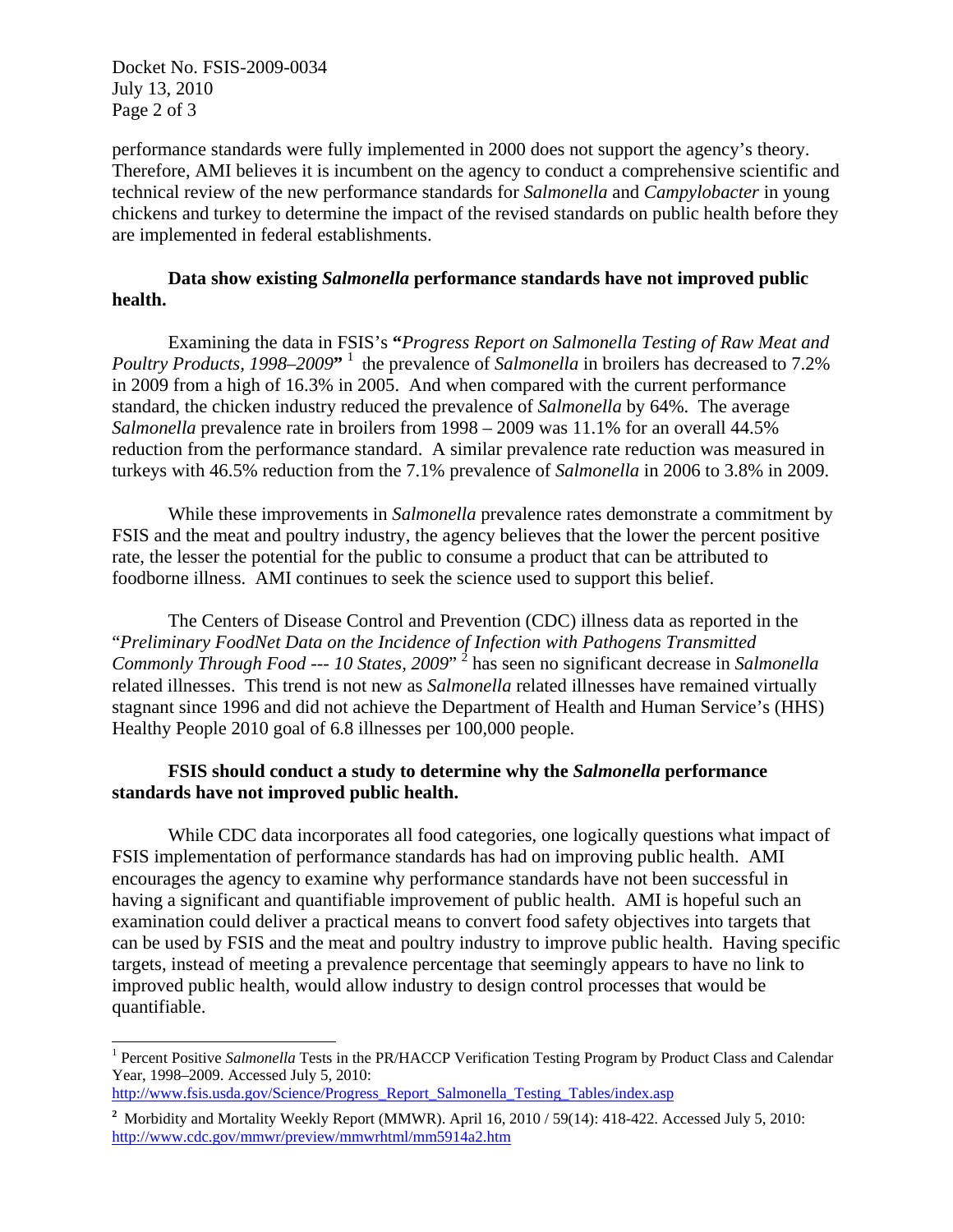performance standards were fully implemented in 2000 does not support the agency's theory. Therefore, AMI believes it is incumbent on the agency to conduct a comprehensive scientific and technical review of the new performance standards for *Salmonella* and *Campylobacter* in young chickens and turkey to determine the impact of the revised standards on public health before they are implemented in federal establishments.

**Data show existing *Salmonella* performance standards have not improved public health.**

Examining the data in FSIS's **"***Progress Report on Salmonella Testing of Raw Meat and Poultry Products, 1998–2009***"** [1] the prevalence of *Salmonella* in broilers has decreased to 7.2% in 2009 from a high of 16.3% in 2005. And when compared with the current performance standard, the chicken industry reduced the prevalence of *Salmonella* by 64%. The average *Salmonella* prevalence rate in broilers from 1998 – 2009 was 11.1% for an overall 44.5% reduction from the performance standard. A similar prevalence rate reduction was measured in turkeys with 46.5% reduction from the 7.1% prevalence of *Salmonella* in 2006 to 3.8% in 2009.

While these improvements in *Salmonella* prevalence rates demonstrate a commitment by FSIS and the meat and poultry industry, the agency believes that the lower the percent positive rate, the lesser the potential for the public to consume a product that can be attributed to foodborne illness. AMI continues to seek the science used to support this belief.

The Centers of Disease Control and Prevention (CDC) illness data as reported in the "*Preliminary FoodNet Data on the Incidence of Infection with Pathogens Transmitted Commonly Through Food --- 10 States, 2009*" [2] has seen no significant decrease in *Salmonella* related illnesses. This trend is not new as *Salmonella* related illnesses have remained virtually stagnant since 1996 and did not achieve the Department of Health and Human Service's (HHS) Healthy People 2010 goal of 6.8 illnesses per 100,000 people.

**FSIS should conduct a study to determine why the *Salmonella* performance standards have not improved public health.**

While CDC data incorporates all food categories, one logically questions what impact of FSIS implementation of performance standards has had on improving public health. AMI encourages the agency to examine why performance standards have not been successful in having a significant and quantifiable improvement of public health. AMI is hopeful such an examination could deliver a practical means to convert food safety objectives into targets that can be used by FSIS and the meat and poultry industry to improve public health. Having specific targets, instead of meeting a prevalence percentage that seemingly appears to have no link to improved public health, would allow industry to design control processes that would be quantifiable.

---

[1] Percent Positive *Salmonella* Tests in the PR/HACCP Verification Testing Program by Product Class and Calendar Year, 1998–2009. Accessed July 5, 2010: http://www.fsis.usda.gov/Science/Progress_Report_Salmonella_Testing_Tables/index.asp

[2] Morbidity and Mortality Weekly Report (MMWR). April 16, 2010 / 59(14): 418-422. Accessed July 5, 2010: http://www.cdc.gov/mmwr/preview/mmwrhtml/mm5914a2.htm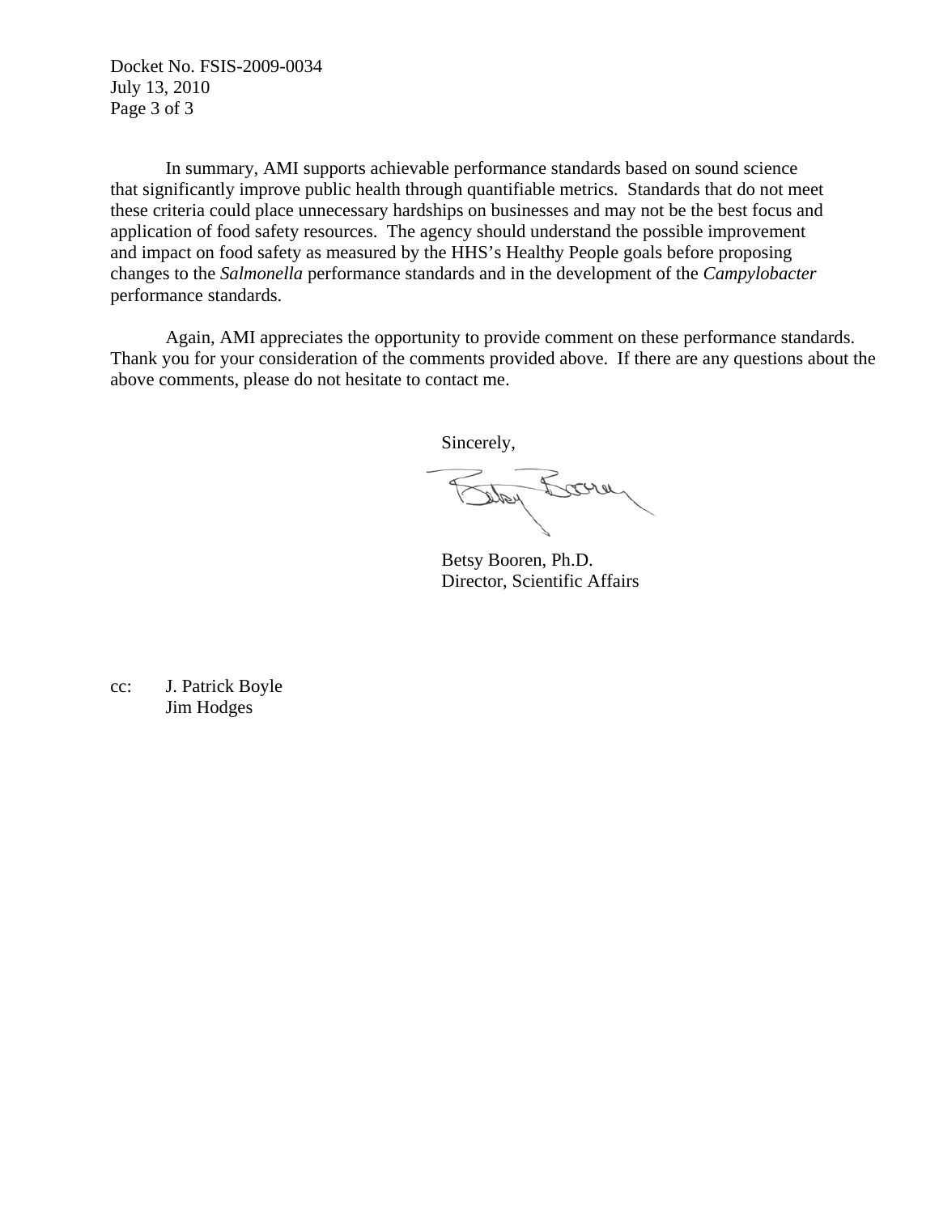In summary, AMI supports achievable performance standards based on sound science that significantly improve public health through quantifiable metrics. Standards that do not meet these criteria could place unnecessary hardships on businesses and may not be the best focus and application of food safety resources. The agency should understand the possible improvement and impact on food safety as measured by the HHS's Healthy People goals before proposing changes to the *Salmonella* performance standards and in the development of the *Campylobacter* performance standards.

Again, AMI appreciates the opportunity to provide comment on these performance standards. Thank you for your consideration of the comments provided above. If there are any questions about the above comments, please do not hesitate to contact me.

Sincerely,

Betsy Booren, Ph.D.
Director, Scientific Affairs

cc: J. Patrick Boyle
Jim Hodges